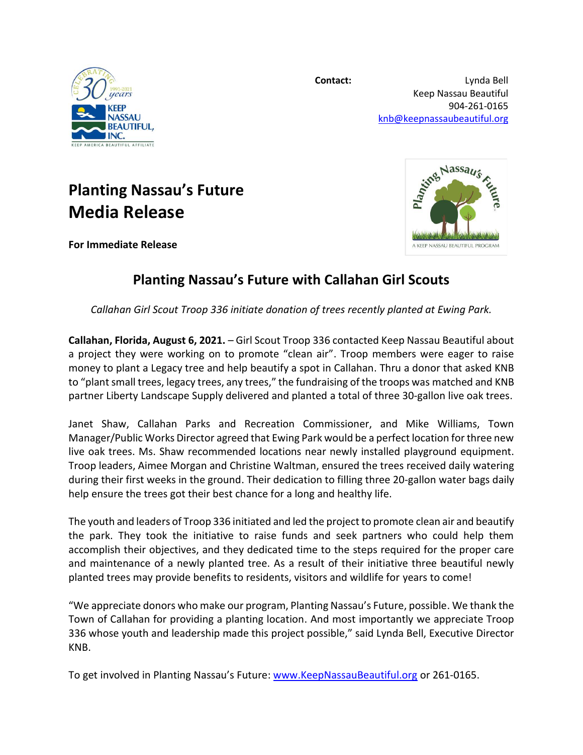**Contact:** Lynda Bell
Keep Nassau Beautiful
904-261-0165
knb@keepnassaubeautiful.org

# Planting Nassau's Future Media Release

**For Immediate Release**

## Planting Nassau's Future with Callahan Girl Scouts

*Callahan Girl Scout Troop 336 initiate donation of trees recently planted at Ewing Park.*

**Callahan, Florida, August 6, 2021.** – Girl Scout Troop 336 contacted Keep Nassau Beautiful about a project they were working on to promote "clean air". Troop members were eager to raise money to plant a Legacy tree and help beautify a spot in Callahan. Thru a donor that asked KNB to "plant small trees, legacy trees, any trees," the fundraising of the troops was matched and KNB partner Liberty Landscape Supply delivered and planted a total of three 30-gallon live oak trees.

Janet Shaw, Callahan Parks and Recreation Commissioner, and Mike Williams, Town Manager/Public Works Director agreed that Ewing Park would be a perfect location for three new live oak trees. Ms. Shaw recommended locations near newly installed playground equipment. Troop leaders, Aimee Morgan and Christine Waltman, ensured the trees received daily watering during their first weeks in the ground. Their dedication to filling three 20-gallon water bags daily help ensure the trees got their best chance for a long and healthy life.

The youth and leaders of Troop 336 initiated and led the project to promote clean air and beautify the park. They took the initiative to raise funds and seek partners who could help them accomplish their objectives, and they dedicated time to the steps required for the proper care and maintenance of a newly planted tree. As a result of their initiative three beautiful newly planted trees may provide benefits to residents, visitors and wildlife for years to come!

"We appreciate donors who make our program, Planting Nassau's Future, possible. We thank the Town of Callahan for providing a planting location. And most importantly we appreciate Troop 336 whose youth and leadership made this project possible," said Lynda Bell, Executive Director KNB.

To get involved in Planting Nassau's Future: www.KeepNassauBeautiful.org or 261-0165.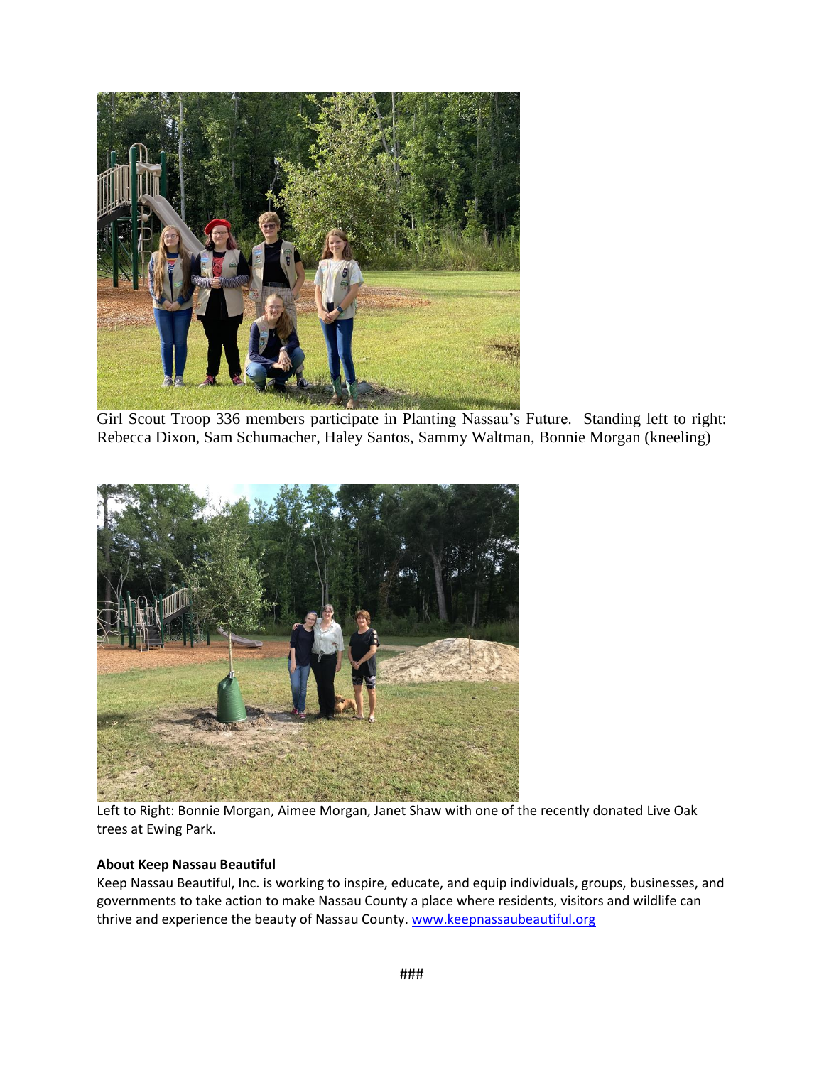Girl Scout Troop 336 members participate in Planting Nassau's Future. Standing left to right: Rebecca Dixon, Sam Schumacher, Haley Santos, Sammy Waltman, Bonnie Morgan (kneeling)

Left to Right: Bonnie Morgan, Aimee Morgan, Janet Shaw with one of the recently donated Live Oak trees at Ewing Park.

**About Keep Nassau Beautiful**

Keep Nassau Beautiful, Inc. is working to inspire, educate, and equip individuals, groups, businesses, and governments to take action to make Nassau County a place where residents, visitors and wildlife can thrive and experience the beauty of Nassau County. www.keepnassaubeautiful.org

###